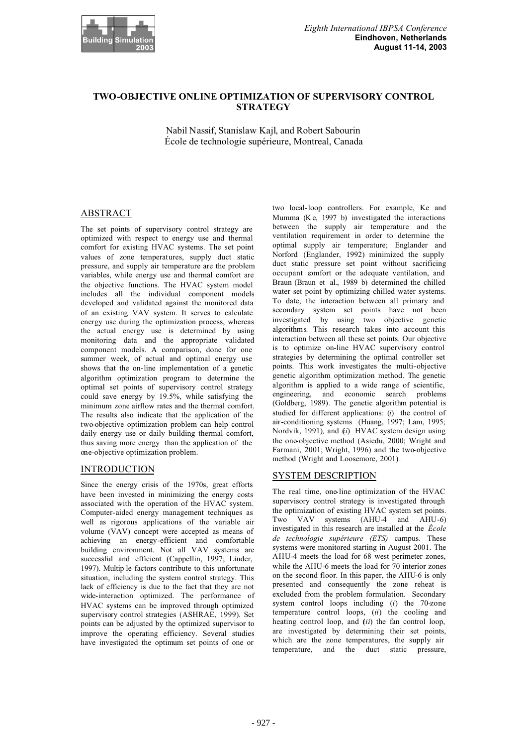# TWO-OBJECTIVE ONLINE OPTIMIZATION OF SUPERVISORY CONTROL STRATEGY

Nabil Nassif, Stanislaw Kajl, and Robert Sabourin
École de technologie supérieure, Montreal, Canada

## ABSTRACT

The set points of supervisory control strategy are optimized with respect to energy use and thermal comfort for existing HVAC systems. The set point values of zone temperatures, supply duct static pressure, and supply air temperature are the problem variables, while energy use and thermal comfort are the objective functions. The HVAC system model includes all the individual component models developed and validated against the monitored data of an existing VAV system. It serves to calculate energy use during the optimization process, whereas the actual energy use is determined by using monitoring data and the appropriate validated component models. A comparison, done for one summer week, of actual and optimal energy use shows that the on-line implementation of a genetic algorithm optimization program to determine the optimal set points of supervisory control strategy could save energy by 19.5%, while satisfying the minimum zone airflow rates and the thermal comfort. The results also indicate that the application of the two-objective optimization problem can help control daily energy use or daily building thermal comfort, thus saving more energy than the application of the one-objective optimization problem.

## INTRODUCTION

Since the energy crisis of the 1970s, great efforts have been invested in minimizing the energy costs associated with the operation of the HVAC system. Computer-aided energy management techniques as well as rigorous applications of the variable air volume (VAV) concept were accepted as means of achieving an energy-efficient and comfortable building environment. Not all VAV systems are successful and efficient (Cappellin, 1997; Linder, 1997). Multiple factors contribute to this unfortunate situation, including the system control strategy. This lack of efficiency is due to the fact that they are not wide-interaction optimized. The performance of HVAC systems can be improved through optimized supervisory control strategies (ASHRAE, 1999). Set points can be adjusted by the optimized supervisor to improve the operating efficiency. Several studies have investigated the optimum set points of one or two local-loop controllers. For example, Ke and Mumma (Ke, 1997 b) investigated the interactions between the supply air temperature and the ventilation requirement in order to determine the optimal supply air temperature; Englander and Norford (Englander, 1992) minimized the supply duct static pressure set point without sacrificing occupant comfort or the adequate ventilation, and Braun (Braun et al., 1989 b) determined the chilled water set point by optimizing chilled water systems. To date, the interaction between all primary and secondary system set points have not been investigated by using two objective genetic algorithms. This research takes into account this interaction between all these set points. Our objective is to optimize on-line HVAC supervisory control strategies by determining the optimal controller set points. This work investigates the multi-objective genetic algorithm optimization method. The genetic algorithm is applied to a wide range of scientific, engineering, and economic search problems (Goldberg, 1989). The genetic algorithm potential is studied for different applications: (*i*) the control of air-conditioning systems (Huang, 1997; Lam, 1995; Nordvik, 1991), and (*ii*) HVAC system design using the one-objective method (Asiedu, 2000; Wright and Farmani, 2001; Wright, 1996) and the two-objective method (Wright and Loosemore, 2001).

## SYSTEM DESCRIPTION

The real time, one-line optimization of the HVAC supervisory control strategy is investigated through the optimization of existing HVAC system set points. Two VAV systems (AHU-4 and AHU-6) investigated in this research are installed at the *École de technologie supérieure (ETS)* campus. These systems were monitored starting in August 2001. The AHU-4 meets the load for 68 west perimeter zones, while the AHU-6 meets the load for 70 interior zones on the second floor. In this paper, the AHU-6 is only presented and consequently the zone reheat is excluded from the problem formulation. Secondary system control loops including (*i*) the 70-zone temperature control loops, (*ii*) the cooling and heating control loop, and (*iii*) the fan control loop, are investigated by determining their set points, which are the zone temperatures, the supply air temperature, and the duct static pressure,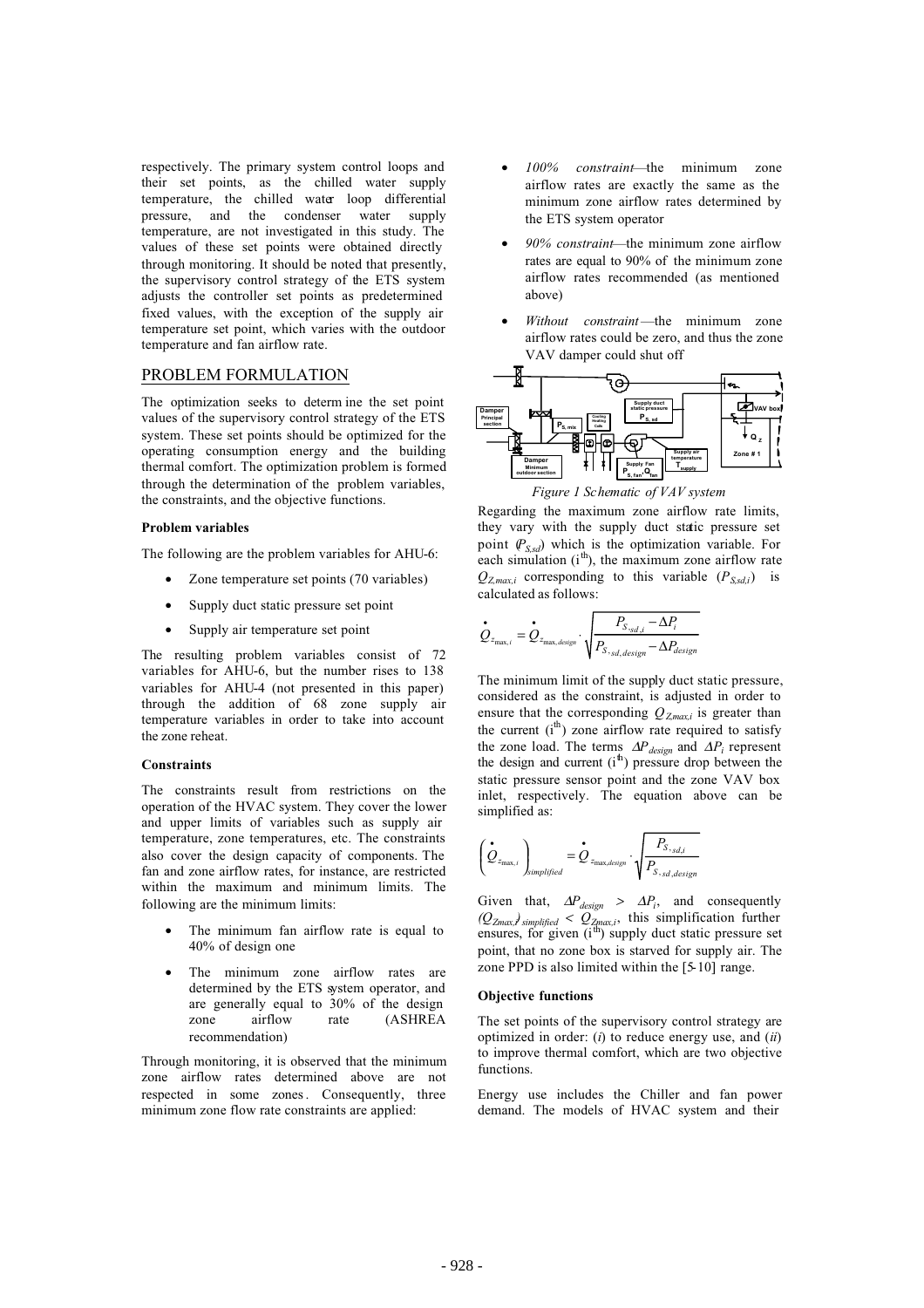respectively. The primary system control loops and their set points, as the chilled water supply temperature, the chilled water loop differential pressure, and the condenser water supply temperature, are not investigated in this study. The values of these set points were obtained directly through monitoring. It should be noted that presently, the supervisory control strategy of the ETS system adjusts the controller set points as predetermined fixed values, with the exception of the supply air temperature set point, which varies with the outdoor temperature and fan airflow rate.

## PROBLEM FORMULATION

The optimization seeks to determine the set point values of the supervisory control strategy of the ETS system. These set points should be optimized for the operating consumption energy and the building thermal comfort. The optimization problem is formed through the determination of the problem variables, the constraints, and the objective functions.

### Problem variables

The following are the problem variables for AHU-6:

- Zone temperature set points (70 variables)
- Supply duct static pressure set point
- Supply air temperature set point

The resulting problem variables consist of 72 variables for AHU-6, but the number rises to 138 variables for AHU-4 (not presented in this paper) through the addition of 68 zone supply air temperature variables in order to take into account the zone reheat.

### Constraints

The constraints result from restrictions on the operation of the HVAC system. They cover the lower and upper limits of variables such as supply air temperature, zone temperatures, etc. The constraints also cover the design capacity of components. The fan and zone airflow rates, for instance, are restricted within the maximum and minimum limits. The following are the minimum limits:

- The minimum fan airflow rate is equal to 40% of design one
- The minimum zone airflow rates are determined by the ETS system operator, and are generally equal to 30% of the design zone airflow rate (ASHREA recommendation)

Through monitoring, it is observed that the minimum zone airflow rates determined above are not respected in some zones. Consequently, three minimum zone flow rate constraints are applied:

- *100% constraint*—the minimum zone airflow rates are exactly the same as the minimum zone airflow rates determined by the ETS system operator
- *90% constraint*—the minimum zone airflow rates are equal to 90% of the minimum zone airflow rates recommended (as mentioned above)
- *Without constraint*—the minimum zone airflow rates could be zero, and thus the zone VAV damper could shut off

*Figure 1 Schematic of VAV system*

Regarding the maximum zone airflow rate limits, they vary with the supply duct static pressure set point ($P_{S,sd}$) which is the optimization variable. For each simulation (i[th]), the maximum zone airflow rate $Q_{Z,max,i}$ corresponding to this variable ($P_{S,sd,i}$) is calculated as follows:

$$\dot{Q}_{z_{\max,i}} = \dot{Q}_{z_{\max,design}} \cdot \sqrt{\frac{P_{S,sd,i} - \Delta P_i}{P_{S,sd,design} - \Delta P_{design}}}$$

The minimum limit of the supply duct static pressure, considered as the constraint, is adjusted in order to ensure that the corresponding $Q_{Z,max,i}$ is greater than the current (i[th]) zone airflow rate required to satisfy the zone load. The terms $\Delta P_{design}$ and $\Delta P_i$ represent the design and current (i[th]) pressure drop between the static pressure sensor point and the zone VAV box inlet, respectively. The equation above can be simplified as:

$$\left(\dot{Q}_{z_{\max,i}}\right)_{simplified} = \dot{Q}_{z_{\max,design}} \cdot \sqrt{\frac{P_{S,sd,i}}{P_{S,sd,design}}}$$

Given that, $\Delta P_{design} > \Delta P_i$, and consequently $(Q_{Zmax,i})_{simplified} < Q_{Zmax,i}$, this simplification further ensures, for given (i[th]) supply duct static pressure set point, that no zone box is starved for supply air. The zone PPD is also limited within the [5-10] range.

### Objective functions

The set points of the supervisory control strategy are optimized in order: (*i*) to reduce energy use, and (*ii*) to improve thermal comfort, which are two objective functions.

Energy use includes the Chiller and fan power demand. The models of HVAC system and their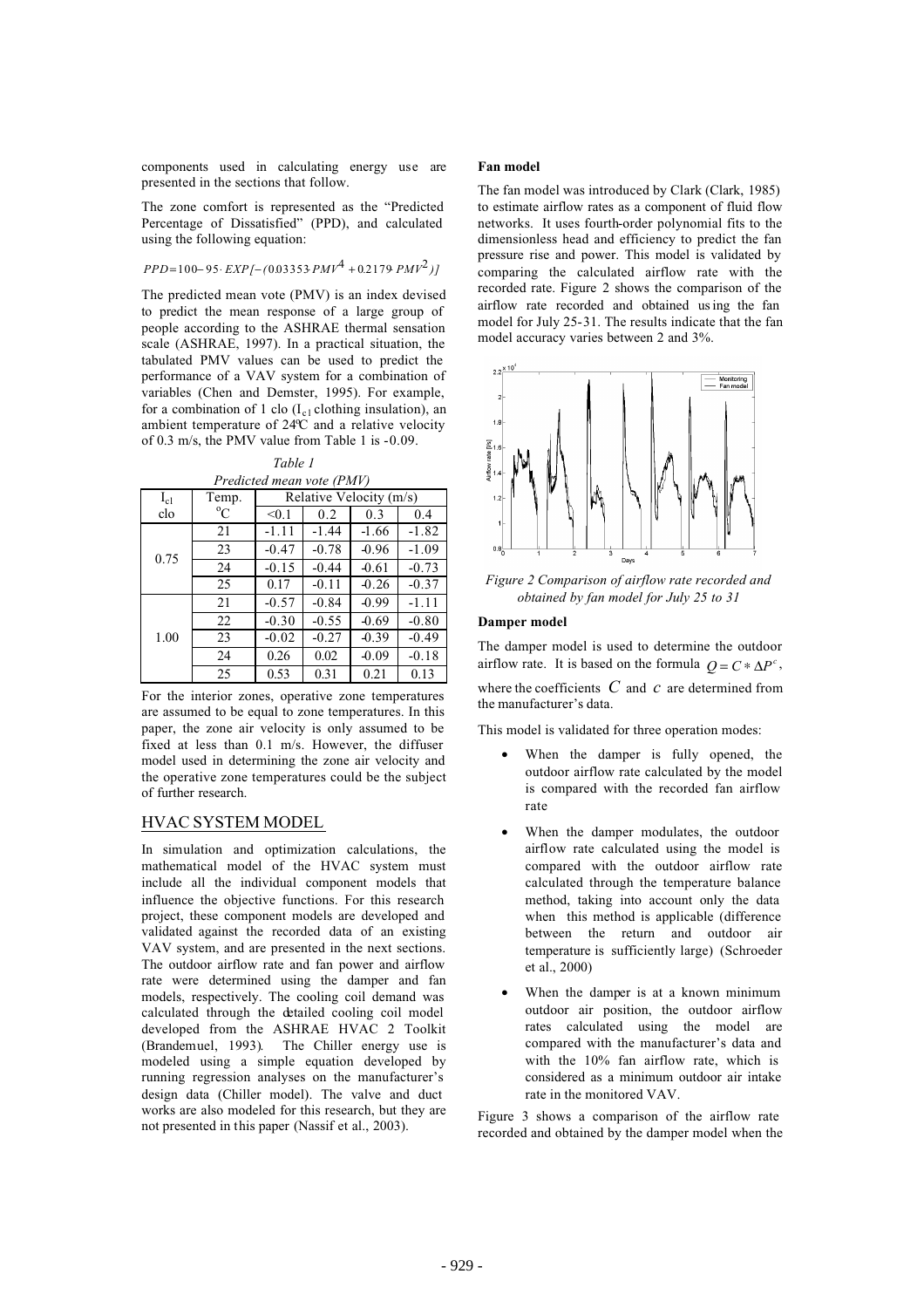components used in calculating energy use are presented in the sections that follow.

The zone comfort is represented as the "Predicted Percentage of Dissatisfied" (PPD), and calculated using the following equation:

$$PPD = 100 - 95 \cdot EXP[-(0.03353 \cdot PMV^4 + 0.2179 \cdot PMV^2)]$$

The predicted mean vote (PMV) is an index devised to predict the mean response of a large group of people according to the ASHRAE thermal sensation scale (ASHRAE, 1997). In a practical situation, the tabulated PMV values can be used to predict the performance of a VAV system for a combination of variables (Chen and Demster, 1995). For example, for a combination of 1 clo ($I_{c1}$ clothing insulation), an ambient temperature of 24°C and a relative velocity of 0.3 m/s, the PMV value from Table 1 is -0.09.

*Table 1*
*Predicted mean vote (PMV)*

| $I_{c1}$ clo | Temp. °C | Relative Velocity (m/s) | | | |
|---|---|---|---|---|---|
| | | <0.1 | 0.2 | 0.3 | 0.4 |
| 0.75 | 21 | -1.11 | -1.44 | -1.66 | -1.82 |
| | 23 | -0.47 | -0.78 | -0.96 | -1.09 |
| | 24 | -0.15 | -0.44 | -0.61 | -0.73 |
| | 25 | 0.17 | -0.11 | -0.26 | -0.37 |
| 1.00 | 21 | -0.57 | -0.84 | -0.99 | -1.11 |
| | 22 | -0.30 | -0.55 | -0.69 | -0.80 |
| | 23 | -0.02 | -0.27 | -0.39 | -0.49 |
| | 24 | 0.26 | 0.02 | -0.09 | -0.18 |
| | 25 | 0.53 | 0.31 | 0.21 | 0.13 |

For the interior zones, operative zone temperatures are assumed to be equal to zone temperatures. In this paper, the zone air velocity is only assumed to be fixed at less than 0.1 m/s. However, the diffuser model used in determining the zone air velocity and the operative zone temperatures could be the subject of further research.

## HVAC SYSTEM MODEL

In simulation and optimization calculations, the mathematical model of the HVAC system must include all the individual component models that influence the objective functions. For this research project, these component models are developed and validated against the recorded data of an existing VAV system, and are presented in the next sections. The outdoor airflow rate and fan power and airflow rate were determined using the damper and fan models, respectively. The cooling coil demand was calculated through the detailed cooling coil model developed from the ASHRAE HVAC 2 Toolkit (Brandemuel, 1993). The Chiller energy use is modeled using a simple equation developed by running regression analyses on the manufacturer's design data (Chiller model). The valve and duct works are also modeled for this research, but they are not presented in this paper (Nassif et al., 2003).

### Fan model

The fan model was introduced by Clark (Clark, 1985) to estimate airflow rates as a component of fluid flow networks. It uses fourth-order polynomial fits to the dimensionless head and efficiency to predict the fan pressure rise and power. This model is validated by comparing the calculated airflow rate with the recorded rate. Figure 2 shows the comparison of the airflow rate recorded and obtained using the fan model for July 25-31. The results indicate that the fan model accuracy varies between 2 and 3%.

*Figure 2 Comparison of airflow rate recorded and obtained by fan model for July 25 to 31*

### Damper model

The damper model is used to determine the outdoor airflow rate. It is based on the formula $Q = C * \Delta P^c$, where the coefficients $C$ and $c$ are determined from the manufacturer's data.

This model is validated for three operation modes:

- When the damper is fully opened, the outdoor airflow rate calculated by the model is compared with the recorded fan airflow rate
- When the damper modulates, the outdoor airflow rate calculated using the model is compared with the outdoor airflow rate calculated through the temperature balance method, taking into account only the data when this method is applicable (difference between the return and outdoor air temperature is sufficiently large) (Schroeder et al., 2000)
- When the damper is at a known minimum outdoor air position, the outdoor airflow rates calculated using the model are compared with the manufacturer's data and with the 10% fan airflow rate, which is considered as a minimum outdoor air intake rate in the monitored VAV.

Figure 3 shows a comparison of the airflow rate recorded and obtained by the damper model when the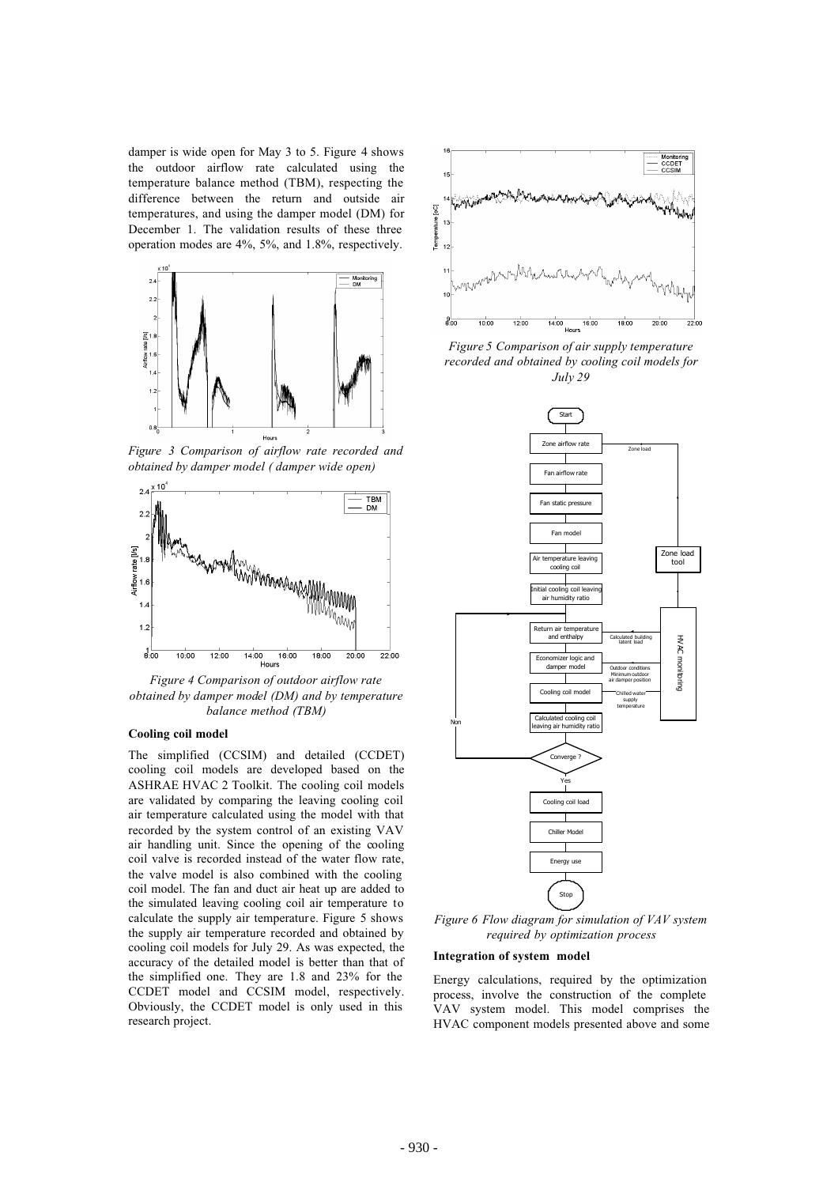damper is wide open for May 3 to 5. Figure 4 shows the outdoor airflow rate calculated using the temperature balance method (TBM), respecting the difference between the return and outside air temperatures, and using the damper model (DM) for December 1. The validation results of these three operation modes are 4%, 5%, and 1.8%, respectively.

*Figure 3 Comparison of airflow rate recorded and obtained by damper model ( damper wide open)*

*Figure 4 Comparison of outdoor airflow rate obtained by damper model (DM) and by temperature balance method (TBM)*

### Cooling coil model

The simplified (CCSIM) and detailed (CCDET) cooling coil models are developed based on the ASHRAE HVAC 2 Toolkit. The cooling coil models are validated by comparing the leaving cooling coil air temperature calculated using the model with that recorded by the system control of an existing VAV air handling unit. Since the opening of the cooling coil valve is recorded instead of the water flow rate, the valve model is also combined with the cooling coil model. The fan and duct air heat up are added to the simulated leaving cooling coil air temperature to calculate the supply air temperature. Figure 5 shows the supply air temperature recorded and obtained by cooling coil models for July 29. As was expected, the accuracy of the detailed model is better than that of the simplified one. They are 1.8 and 23% for the CCDET model and CCSIM model, respectively. Obviously, the CCDET model is only used in this research project.

*Figure 5 Comparison of air supply temperature recorded and obtained by cooling coil models for July 29*

*Figure 6 Flow diagram for simulation of VAV system required by optimization process*

### Integration of system model

Energy calculations, required by the optimization process, involve the construction of the complete VAV system model. This model comprises the HVAC component models presented above and some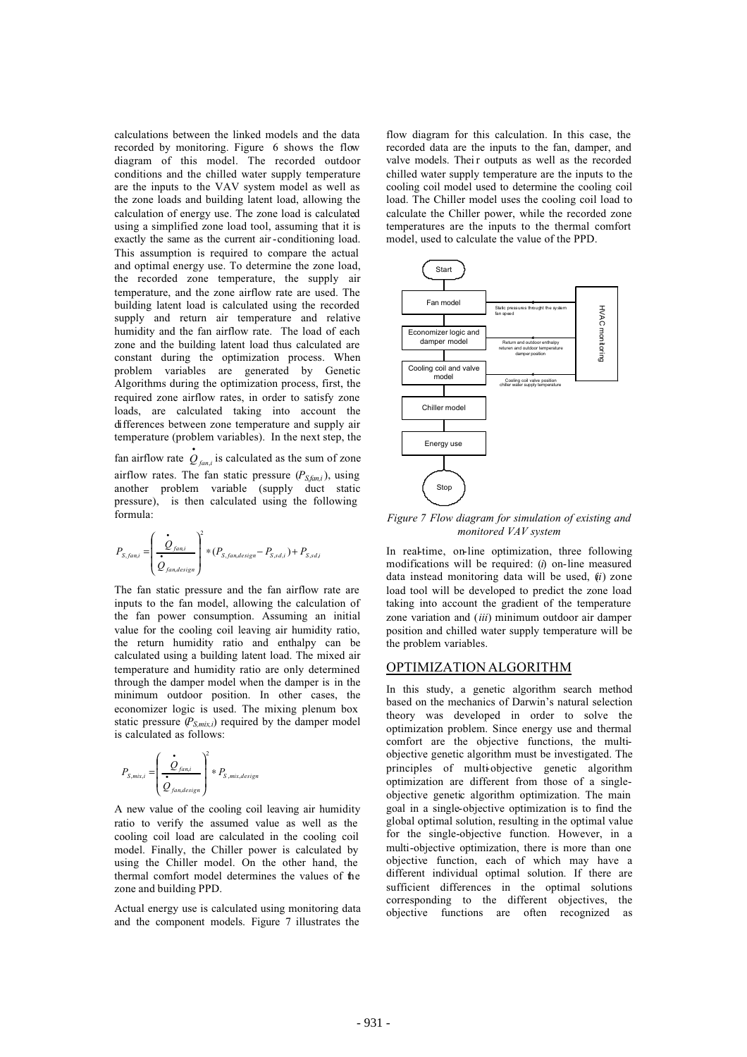calculations between the linked models and the data recorded by monitoring. Figure 6 shows the flow diagram of this model. The recorded outdoor conditions and the chilled water supply temperature are the inputs to the VAV system model as well as the zone loads and building latent load, allowing the calculation of energy use. The zone load is calculated using a simplified zone load tool, assuming that it is exactly the same as the current air-conditioning load. This assumption is required to compare the actual and optimal energy use. To determine the zone load, the recorded zone temperature, the supply air temperature, and the zone airflow rate are used. The building latent load is calculated using the recorded supply and return air temperature and relative humidity and the fan airflow rate. The load of each zone and the building latent load thus calculated are constant during the optimization process. When problem variables are generated by Genetic Algorithms during the optimization process, first, the required zone airflow rates, in order to satisfy zone loads, are calculated taking into account the differences between zone temperature and supply air temperature (problem variables). In the next step, the fan airflow rate $\dot{Q}_{fan,i}$ is calculated as the sum of zone airflow rates. The fan static pressure ($P_{S,fan,i}$), using another problem variable (supply duct static pressure), is then calculated using the following formula:

$$P_{S,fan,i} = \left( \frac{\dot{Q}_{fan,i}}{\dot{Q}_{fan,design}} \right)^2 * (P_{S,fan,design} - P_{S,sd,i}) + P_{S,sd,i}$$

The fan static pressure and the fan airflow rate are inputs to the fan model, allowing the calculation of the fan power consumption. Assuming an initial value for the cooling coil leaving air humidity ratio, the return humidity ratio and enthalpy can be calculated using a building latent load. The mixed air temperature and humidity ratio are only determined through the damper model when the damper is in the minimum outdoor position. In other cases, the economizer logic is used. The mixing plenum box static pressure ($P_{S,mix,i}$) required by the damper model is calculated as follows:

$$P_{S,mix,i} = \left( \frac{\dot{Q}_{fan,i}}{\dot{Q}_{fan,design}} \right)^2 * P_{S,mix,design}$$

A new value of the cooling coil leaving air humidity ratio to verify the assumed value as well as the cooling coil load are calculated in the cooling coil model. Finally, the Chiller power is calculated by using the Chiller model. On the other hand, the thermal comfort model determines the values of the zone and building PPD.

Actual energy use is calculated using monitoring data and the component models. Figure 7 illustrates the flow diagram for this calculation. In this case, the recorded data are the inputs to the fan, damper, and valve models. Their outputs as well as the recorded chilled water supply temperature are the inputs to the cooling coil model used to determine the cooling coil load. The Chiller model uses the cooling coil load to calculate the Chiller power, while the recorded zone temperatures are the inputs to the thermal comfort model, used to calculate the value of the PPD.

*Figure 7 Flow diagram for simulation of existing and monitored VAV system*

In real-time, on-line optimization, three following modifications will be required: (*i*) on-line measured data instead monitoring data will be used, (*ii*) zone load tool will be developed to predict the zone load taking into account the gradient of the temperature zone variation and (*iii*) minimum outdoor air damper position and chilled water supply temperature will be the problem variables.

## OPTIMIZATION ALGORITHM

In this study, a genetic algorithm search method based on the mechanics of Darwin's natural selection theory was developed in order to solve the optimization problem. Since energy use and thermal comfort are the objective functions, the multi-objective genetic algorithm must be investigated. The principles of multi-objective genetic algorithm optimization are different from those of a single-objective genetic algorithm optimization. The main goal in a single-objective optimization is to find the global optimal solution, resulting in the optimal value for the single-objective function. However, in a multi-objective optimization, there is more than one objective function, each of which may have a different individual optimal solution. If there are sufficient differences in the optimal solutions corresponding to the different objectives, the objective functions are often recognized as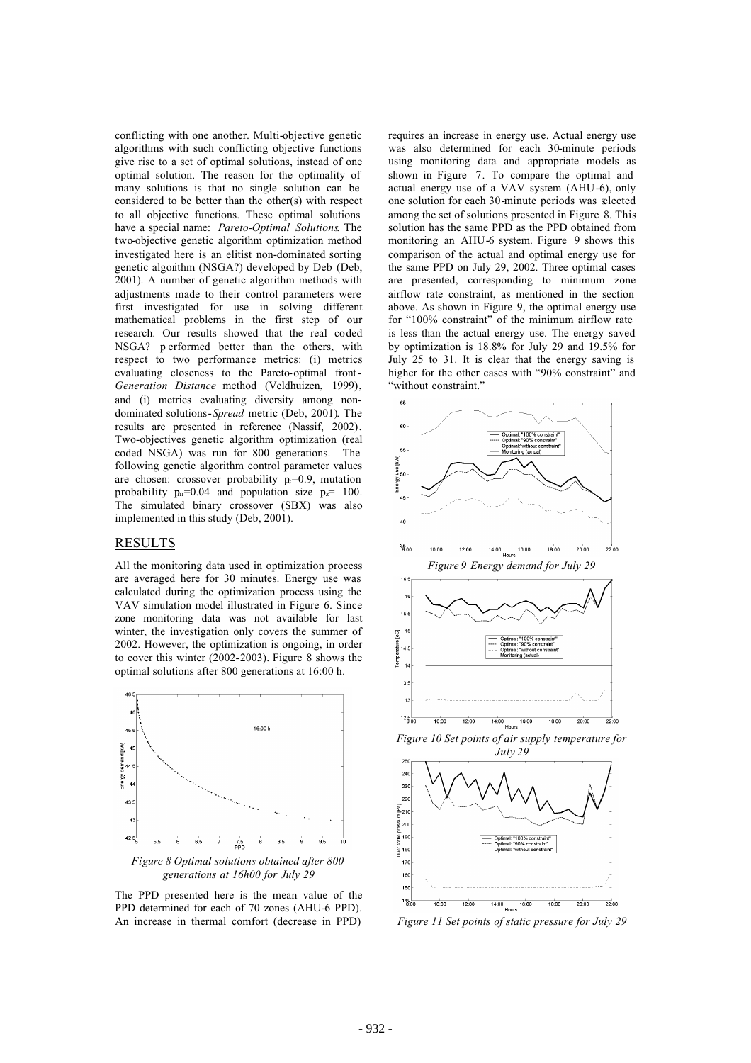conflicting with one another. Multi-objective genetic algorithms with such conflicting objective functions give rise to a set of optimal solutions, instead of one optimal solution. The reason for the optimality of many solutions is that no single solution can be considered to be better than the other(s) with respect to all objective functions. These optimal solutions have a special name: *Pareto-Optimal Solutions*. The two-objective genetic algorithm optimization method investigated here is an elitist non-dominated sorting genetic algorithm (NSGA?) developed by Deb (Deb, 2001). A number of genetic algorithm methods with adjustments made to their control parameters were first investigated for use in solving different mathematical problems in the first step of our research. Our results showed that the real coded NSGA? performed better than the others, with respect to two performance metrics: (i) metrics evaluating closeness to the Pareto-optimal front-*Generation Distance* method (Veldhuizen, 1999), and (i) metrics evaluating diversity among non-dominated solutions-*Spread* metric (Deb, 2001). The results are presented in reference (Nassif, 2002). Two-objectives genetic algorithm optimization (real coded NSGA) was run for 800 generations. The following genetic algorithm control parameter values are chosen: crossover probability $p_c$=0.9, mutation probability $p_m$=0.04 and population size $p_z$= 100. The simulated binary crossover (SBX) was also implemented in this study (Deb, 2001).

## RESULTS

All the monitoring data used in optimization process are averaged here for 30 minutes. Energy use was calculated during the optimization process using the VAV simulation model illustrated in Figure 6. Since zone monitoring data was not available for last winter, the investigation only covers the summer of 2002. However, the optimization is ongoing, in order to cover this winter (2002-2003). Figure 8 shows the optimal solutions after 800 generations at 16:00 h.

*Figure 8 Optimal solutions obtained after 800 generations at 16h00 for July 29*

The PPD presented here is the mean value of the PPD determined for each of 70 zones (AHU-6 PPD). An increase in thermal comfort (decrease in PPD) requires an increase in energy use. Actual energy use was also determined for each 30-minute periods using monitoring data and appropriate models as shown in Figure 7. To compare the optimal and actual energy use of a VAV system (AHU-6), only one solution for each 30-minute periods was selected among the set of solutions presented in Figure 8. This solution has the same PPD as the PPD obtained from monitoring an AHU-6 system. Figure 9 shows this comparison of the actual and optimal energy use for the same PPD on July 29, 2002. Three optimal cases are presented, corresponding to minimum zone airflow rate constraint, as mentioned in the section above. As shown in Figure 9, the optimal energy use for "100% constraint" of the minimum airflow rate is less than the actual energy use. The energy saved by optimization is 18.8% for July 29 and 19.5% for July 25 to 31. It is clear that the energy saving is higher for the other cases with "90% constraint" and "without constraint."

*Figure 9 Energy demand for July 29*

*Figure 10 Set points of air supply temperature for July 29*

*Figure 11 Set points of static pressure for July 29*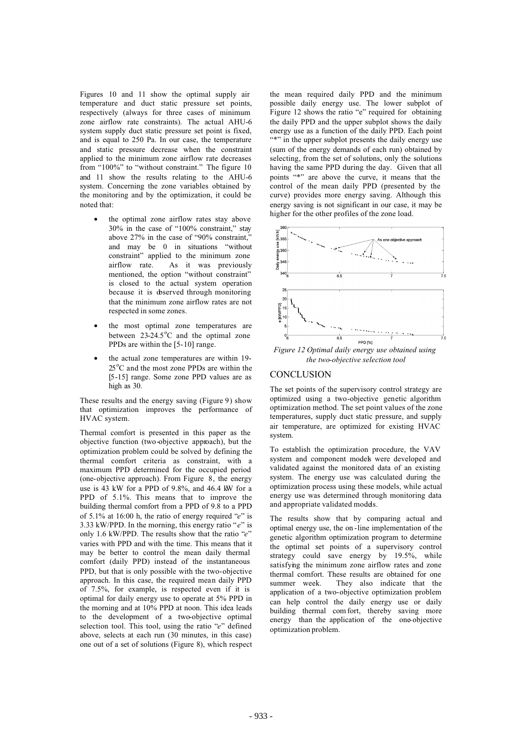Figures 10 and 11 show the optimal supply air temperature and duct static pressure set points, respectively (always for three cases of minimum zone airflow rate constraints). The actual AHU-6 system supply duct static pressure set point is fixed, and is equal to 250 Pa. In our case, the temperature and static pressure decrease when the constraint applied to the minimum zone airflow rate decreases from "100%" to "without constraint." The figure 10 and 11 show the results relating to the AHU-6 system. Concerning the zone variables obtained by the monitoring and by the optimization, it could be noted that:

- the optimal zone airflow rates stay above 30% in the case of "100% constraint," stay above 27% in the case of "90% constraint," and may be 0 in situations "without constraint" applied to the minimum zone airflow rate. As it was previously mentioned, the option "without constraint" is closed to the actual system operation because it is observed through monitoring that the minimum zone airflow rates are not respected in some zones.
- the most optimal zone temperatures are between 23-24.5°C and the optimal zone PPDs are within the [5-10] range.
- the actual zone temperatures are within 19-25°C and the most zone PPDs are within the [5-15] range. Some zone PPD values are as high as 30.

These results and the energy saving (Figure 9) show that optimization improves the performance of HVAC system.

Thermal comfort is presented in this paper as the objective function (two-objective approach), but the optimization problem could be solved by defining the thermal comfort criteria as constraint, with a maximum PPD determined for the occupied period (one-objective approach). From Figure 8, the energy use is 43 kW for a PPD of 9.8%, and 46.4 kW for a PPD of 5.1%. This means that to improve the building thermal comfort from a PPD of 9.8 to a PPD of 5.1% at 16:00 h, the ratio of energy required "*e*" is 3.33 kW/PPD. In the morning, this energy ratio "*e*" is only 1.6 kW/PPD. The results show that the ratio "*e*" varies with PPD and with the time. This means that it may be better to control the mean daily thermal comfort (daily PPD) instead of the instantaneous PPD, but that is only possible with the two-objective approach. In this case, the required mean daily PPD of 7.5%, for example, is respected even if it is optimal for daily energy use to operate at 5% PPD in the morning and at 10% PPD at noon. This idea leads to the development of a two-objective optimal selection tool. This tool, using the ratio "*e*" defined above, selects at each run (30 minutes, in this case) one out of a set of solutions (Figure 8), which respect the mean required daily PPD and the minimum possible daily energy use. The lower subplot of Figure 12 shows the ratio "e" required for obtaining the daily PPD and the upper subplot shows the daily energy use as a function of the daily PPD. Each point "*" in the upper subplot presents the daily energy use (sum of the energy demands of each run) obtained by selecting, from the set of solutions, only the solutions having the same PPD during the day. Given that all points "*" are above the curve, it means that the control of the mean daily PPD (presented by the curve) provides more energy saving. Although this energy saving is not significant in our case, it may be higher for the other profiles of the zone load.

*Figure 12 Optimal daily energy use obtained using the two-objective selection tool*

## CONCLUSION

The set points of the supervisory control strategy are optimized using a two-objective genetic algorithm optimization method. The set point values of the zone temperatures, supply duct static pressure, and supply air temperature, are optimized for existing HVAC system.

To establish the optimization procedure, the VAV system and component models were developed and validated against the monitored data of an existing system. The energy use was calculated during the optimization process using these models, while actual energy use was determined through monitoring data and appropriate validated models.

The results show that by comparing actual and optimal energy use, the on-line implementation of the genetic algorithm optimization program to determine the optimal set points of a supervisory control strategy could save energy by 19.5%, while satisfying the minimum zone airflow rates and zone thermal comfort. These results are obtained for one summer week. They also indicate that the application of a two-objective optimization problem can help control the daily energy use or daily building thermal comfort, thereby saving more energy than the application of the one-objective optimization problem.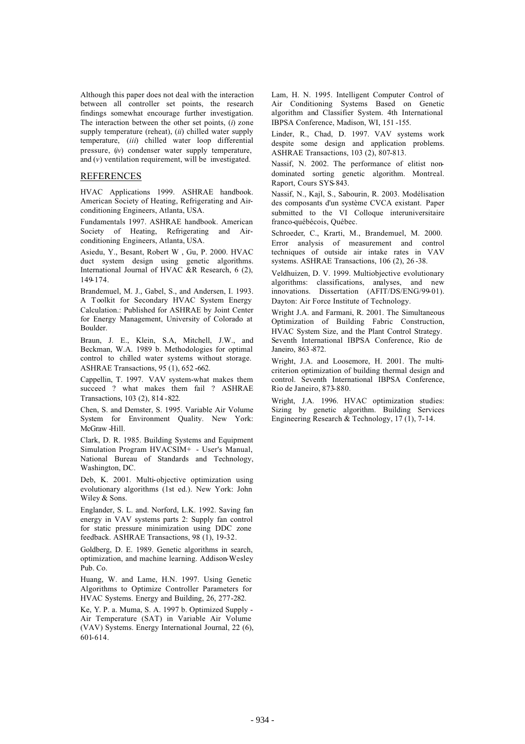Although this paper does not deal with the interaction between all controller set points, the research findings somewhat encourage further investigation. The interaction between the other set points, (*i*) zone supply temperature (reheat), (*ii*) chilled water supply temperature, (*iii*) chilled water loop differential pressure, (*iv*) condenser water supply temperature, and (*v*) ventilation requirement, will be investigated.

## REFERENCES

HVAC Applications 1999. ASHRAE handbook. American Society of Heating, Refrigerating and Air-conditioning Engineers, Atlanta, USA.

Fundamentals 1997. ASHRAE handbook. American Society of Heating, Refrigerating and Air-conditioning Engineers, Atlanta, USA.

Asiedu, Y., Besant, Robert W , Gu, P. 2000. HVAC duct system design using genetic algorithms. International Journal of HVAC &R Research, 6 (2), 149-174.

Brandemuel, M. J., Gabel, S., and Andersen, I. 1993. A Toolkit for Secondary HVAC System Energy Calculation.: Published for ASHRAE by Joint Center for Energy Management, University of Colorado at Boulder.

Braun, J. E., Klein, S.A, Mitchell, J.W., and Beckman, W.A. 1989 b. Methodologies for optimal control to chilled water systems without storage. ASHRAE Transactions, 95 (1), 652-662.

Cappellin, T. 1997. VAV system-what makes them succeed ? what makes them fail ? ASHRAE Transactions, 103 (2), 814-822.

Chen, S. and Demster, S. 1995. Variable Air Volume System for Environment Quality. New York: McGraw-Hill.

Clark, D. R. 1985. Building Systems and Equipment Simulation Program HVACSIM+ - User's Manual, National Bureau of Standards and Technology, Washington, DC.

Deb, K. 2001. Multi-objective optimization using evolutionary algorithms (1st ed.). New York: John Wiley & Sons.

Englander, S. L. and. Norford, L.K. 1992. Saving fan energy in VAV systems parts 2: Supply fan control for static pressure minimization using DDC zone feedback. ASHRAE Transactions, 98 (1), 19-32.

Goldberg, D. E. 1989. Genetic algorithms in search, optimization, and machine learning. Addison-Wesley Pub. Co.

Huang, W. and Lame, H.N. 1997. Using Genetic Algorithms to Optimize Controller Parameters for HVAC Systems. Energy and Building, 26, 277-282.

Ke, Y. P. a. Muma, S. A. 1997 b. Optimized Supply - Air Temperature (SAT) in Variable Air Volume (VAV) Systems. Energy International Journal, 22 (6), 601-614.

Lam, H. N. 1995. Intelligent Computer Control of Air Conditioning Systems Based on Genetic algorithm and Classifier System. 4th International IBPSA Conference, Madison, WI, 151-155.

Linder, R., Chad, D. 1997. VAV systems work despite some design and application problems. ASHRAE Transactions, 103 (2), 807-813.

Nassif, N. 2002. The performance of elitist non-dominated sorting genetic algorithm. Montreal. Raport, Cours SYS-843.

Nassif, N., Kajl, S., Sabourin, R. 2003. Modélisation des composants d'un système CVCA existant. Paper submitted to the VI Colloque interuniversitaire franco-québécois, Québec.

Schroeder, C., Krarti, M., Brandemuel, M. 2000. Error analysis of measurement and control techniques of outside air intake rates in VAV systems. ASHRAE Transactions, 106 (2), 26-38.

Veldhuizen, D. V. 1999. Multiobjective evolutionary algorithms: classifications, analyses, and new innovations. Dissertation (AFIT/DS/ENG/99-01). Dayton: Air Force Institute of Technology.

Wright J.A. and Farmani, R. 2001. The Simultaneous Optimization of Building Fabric Construction, HVAC System Size, and the Plant Control Strategy. Seventh International IBPSA Conference, Rio de Janeiro, 863-872.

Wright, J.A. and Loosemore, H. 2001. The multi-criterion optimization of building thermal design and control. Seventh International IBPSA Conference, Rio de Janeiro, 873-880.

Wright, J.A. 1996. HVAC optimization studies: Sizing by genetic algorithm. Building Services Engineering Research & Technology, 17 (1), 7-14.